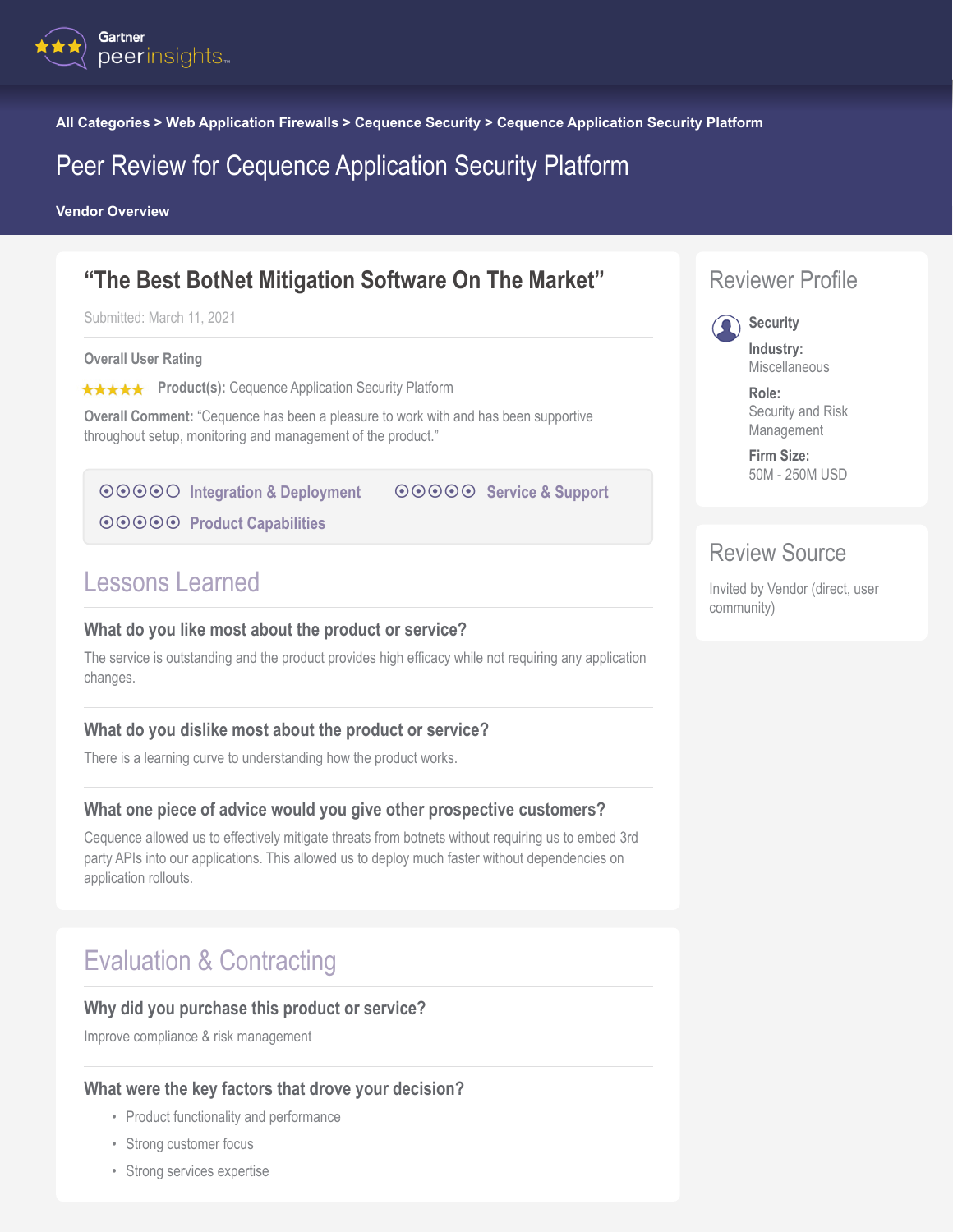All Categories > Web Application Firewalls > Cequence Security > Cequence Application Security Platform

# Peer Review for Cequence Application Security Platform

Vendor Overview

## "The Best BotNet Mitigation Software On The Market"

Submitted: March 11, 2021

**Overall User Rating**

★★★★★ **Product(s):** Cequence Application Security Platform

**Overall Comment:** "Cequence has been a pleasure to work with and has been supportive throughout setup, monitoring and management of the product."

| Rating | Category |
|---|---|
| ⦿⦿⦿⦿○ | Integration & Deployment |
| ⦿⦿⦿⦿⦿ | Service & Support |
| ⦿⦿⦿⦿⦿ | Product Capabilities |

## Lessons Learned

### What do you like most about the product or service?

The service is outstanding and the product provides high efficacy while not requiring any application changes.

### What do you dislike most about the product or service?

There is a learning curve to understanding how the product works.

### What one piece of advice would you give other prospective customers?

Cequence allowed us to effectively mitigate threats from botnets without requiring us to embed 3rd party APIs into our applications. This allowed us to deploy much faster without dependencies on application rollouts.

## Evaluation & Contracting

### Why did you purchase this product or service?

Improve compliance & risk management

### What were the key factors that drove your decision?

- Product functionality and performance
- Strong customer focus
- Strong services expertise

## Reviewer Profile

**Security**

**Industry:** Miscellaneous

**Role:** Security and Risk Management

**Firm Size:** 50M - 250M USD

## Review Source

Invited by Vendor (direct, user community)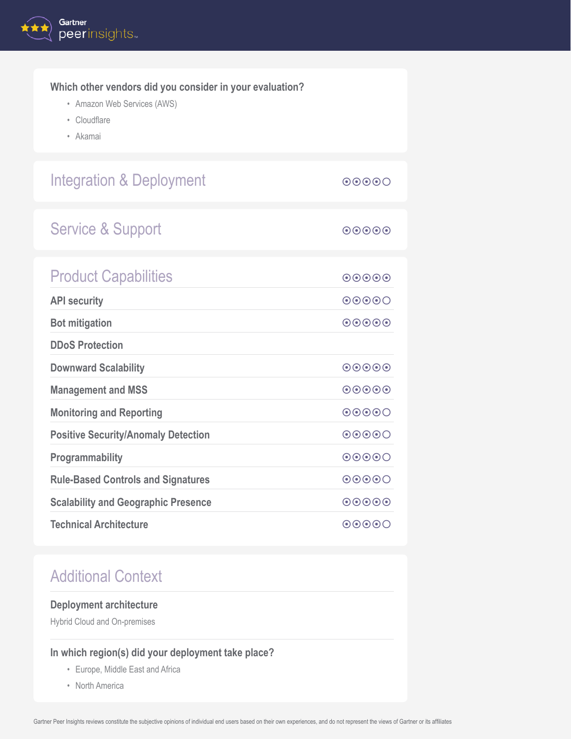### Which other vendors did you consider in your evaluation?

- Amazon Web Services (AWS)
- Cloudflare
- Akamai

## Integration & Deployment

4/5

## Service & Support

5/5

## Product Capabilities

5/5

| | |
|---|---|
| API security | 4/5 |
| Bot mitigation | 5/5 |
| DDoS Protection | |
| Downward Scalability | 5/5 |
| Management and MSS | 5/5 |
| Monitoring and Reporting | 4/5 |
| Positive Security/Anomaly Detection | 4/5 |
| Programmability | 4/5 |
| Rule-Based Controls and Signatures | 4/5 |
| Scalability and Geographic Presence | 5/5 |
| Technical Architecture | 4/5 |

## Additional Context

### Deployment architecture

Hybrid Cloud and On-premises

### In which region(s) did your deployment take place?

- Europe, Middle East and Africa
- North America

Gartner Peer Insights reviews constitute the subjective opinions of individual end users based on their own experiences, and do not represent the views of Gartner or its affiliates